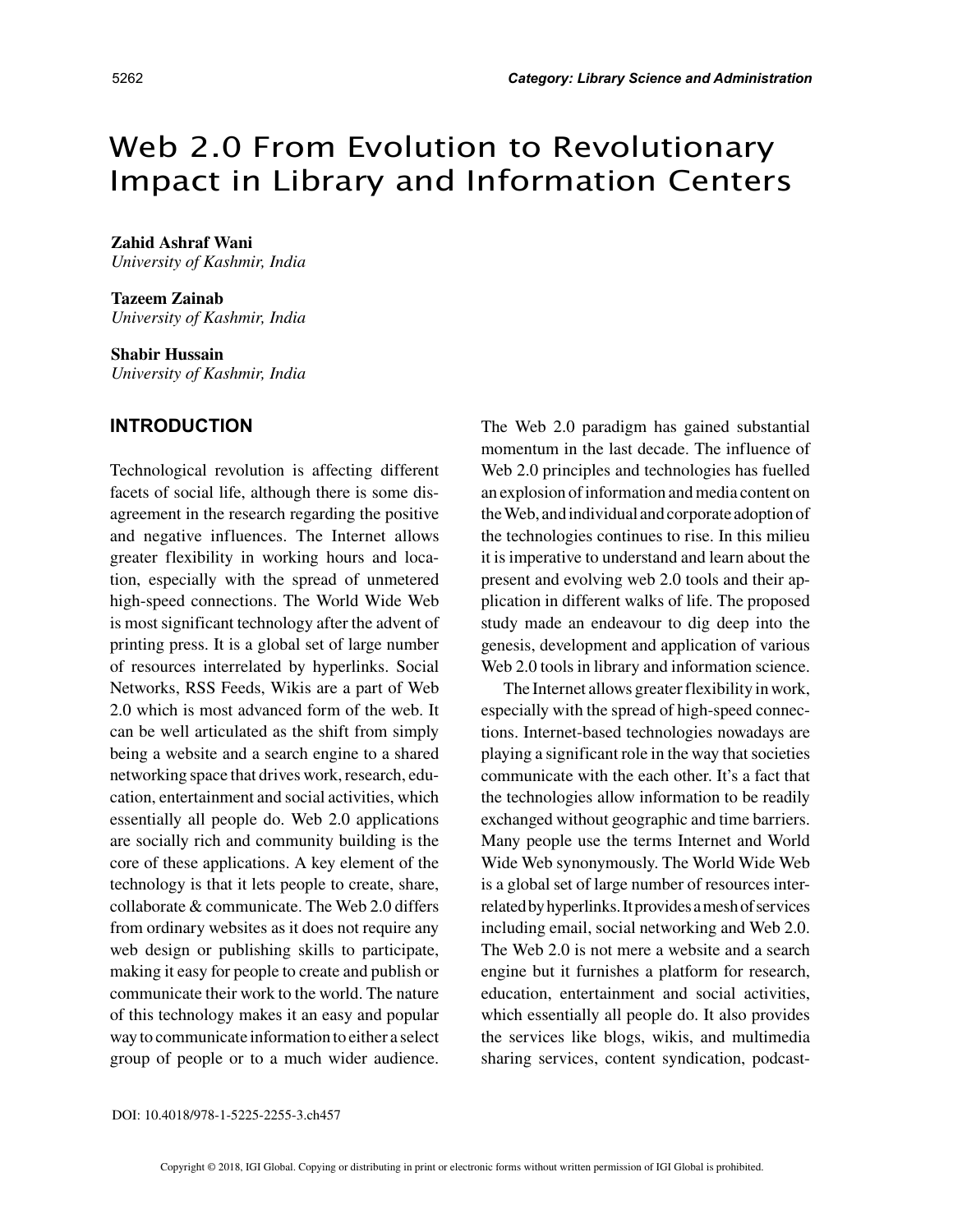# Web 2.0 From Evolution to Revolutionary Impact in Library and Information Centers

**Zahid Ashraf Wani**
*University of Kashmir, India*

**Tazeem Zainab**
*University of Kashmir, India*

**Shabir Hussain**
*University of Kashmir, India*

## INTRODUCTION

Technological revolution is affecting different facets of social life, although there is some disagreement in the research regarding the positive and negative influences. The Internet allows greater flexibility in working hours and location, especially with the spread of unmetered high-speed connections. The World Wide Web is most significant technology after the advent of printing press. It is a global set of large number of resources interrelated by hyperlinks. Social Networks, RSS Feeds, Wikis are a part of Web 2.0 which is most advanced form of the web. It can be well articulated as the shift from simply being a website and a search engine to a shared networking space that drives work, research, education, entertainment and social activities, which essentially all people do. Web 2.0 applications are socially rich and community building is the core of these applications. A key element of the technology is that it lets people to create, share, collaborate & communicate. The Web 2.0 differs from ordinary websites as it does not require any web design or publishing skills to participate, making it easy for people to create and publish or communicate their work to the world. The nature of this technology makes it an easy and popular way to communicate information to either a select group of people or to a much wider audience. The Web 2.0 paradigm has gained substantial momentum in the last decade. The influence of Web 2.0 principles and technologies has fuelled an explosion of information and media content on the Web, and individual and corporate adoption of the technologies continues to rise. In this milieu it is imperative to understand and learn about the present and evolving web 2.0 tools and their application in different walks of life. The proposed study made an endeavour to dig deep into the genesis, development and application of various Web 2.0 tools in library and information science.

The Internet allows greater flexibility in work, especially with the spread of high-speed connections. Internet-based technologies nowadays are playing a significant role in the way that societies communicate with the each other. It's a fact that the technologies allow information to be readily exchanged without geographic and time barriers. Many people use the terms Internet and World Wide Web synonymously. The World Wide Web is a global set of large number of resources interrelated by hyperlinks. It provides a mesh of services including email, social networking and Web 2.0. The Web 2.0 is not mere a website and a search engine but it furnishes a platform for research, education, entertainment and social activities, which essentially all people do. It also provides the services like blogs, wikis, and multimedia sharing services, content syndication, podcast-

DOI: 10.4018/978-1-5225-2255-3.ch457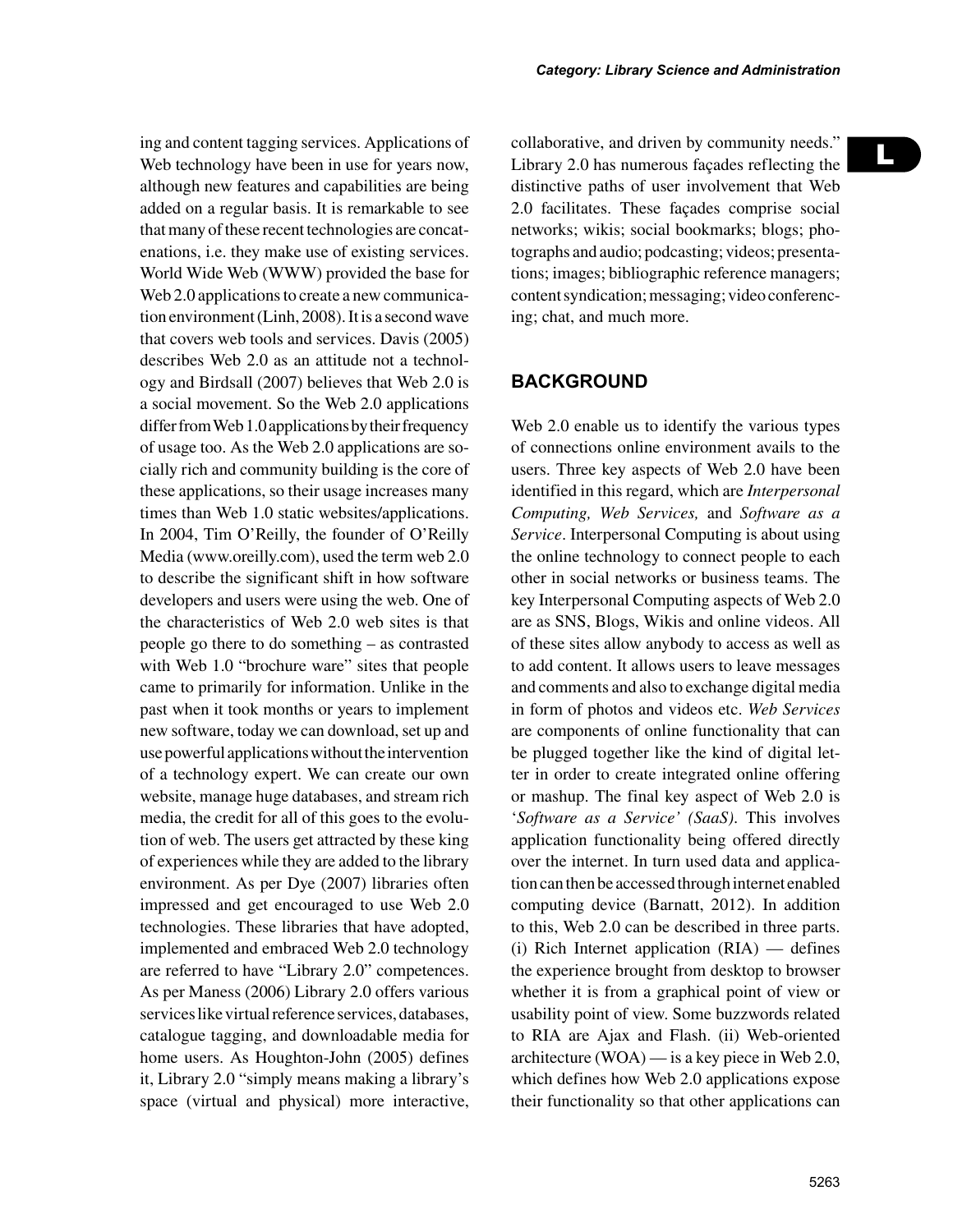ing and content tagging services. Applications of Web technology have been in use for years now, although new features and capabilities are being added on a regular basis. It is remarkable to see that many of these recent technologies are concatenations, i.e. they make use of existing services. World Wide Web (WWW) provided the base for Web 2.0 applications to create a new communication environment (Linh, 2008). It is a second wave that covers web tools and services. Davis (2005) describes Web 2.0 as an attitude not a technology and Birdsall (2007) believes that Web 2.0 is a social movement. So the Web 2.0 applications differ from Web 1.0 applications by their frequency of usage too. As the Web 2.0 applications are socially rich and community building is the core of these applications, so their usage increases many times than Web 1.0 static websites/applications. In 2004, Tim O'Reilly, the founder of O'Reilly Media (www.oreilly.com), used the term web 2.0 to describe the significant shift in how software developers and users were using the web. One of the characteristics of Web 2.0 web sites is that people go there to do something – as contrasted with Web 1.0 "brochure ware" sites that people came to primarily for information. Unlike in the past when it took months or years to implement new software, today we can download, set up and use powerful applications without the intervention of a technology expert. We can create our own website, manage huge databases, and stream rich media, the credit for all of this goes to the evolution of web. The users get attracted by these king of experiences while they are added to the library environment. As per Dye (2007) libraries often impressed and get encouraged to use Web 2.0 technologies. These libraries that have adopted, implemented and embraced Web 2.0 technology are referred to have "Library 2.0" competences. As per Maness (2006) Library 2.0 offers various services like virtual reference services, databases, catalogue tagging, and downloadable media for home users. As Houghton-John (2005) defines it, Library 2.0 "simply means making a library's space (virtual and physical) more interactive, collaborative, and driven by community needs." Library 2.0 has numerous façades reflecting the distinctive paths of user involvement that Web 2.0 facilitates. These façades comprise social networks; wikis; social bookmarks; blogs; photographs and audio; podcasting; videos; presentations; images; bibliographic reference managers; content syndication; messaging; video conferencing; chat, and much more.

## BACKGROUND

Web 2.0 enable us to identify the various types of connections online environment avails to the users. Three key aspects of Web 2.0 have been identified in this regard, which are *Interpersonal Computing, Web Services,* and *Software as a Service*. Interpersonal Computing is about using the online technology to connect people to each other in social networks or business teams. The key Interpersonal Computing aspects of Web 2.0 are as SNS, Blogs, Wikis and online videos. All of these sites allow anybody to access as well as to add content. It allows users to leave messages and comments and also to exchange digital media in form of photos and videos etc. *Web Services* are components of online functionality that can be plugged together like the kind of digital letter in order to create integrated online offering or mashup. The final key aspect of Web 2.0 is '*Software as a Service' (SaaS)*. This involves application functionality being offered directly over the internet. In turn used data and application can then be accessed through internet enabled computing device (Barnatt, 2012). In addition to this, Web 2.0 can be described in three parts. (i) Rich Internet application (RIA) — defines the experience brought from desktop to browser whether it is from a graphical point of view or usability point of view. Some buzzwords related to RIA are Ajax and Flash. (ii) Web-oriented architecture (WOA) — is a key piece in Web 2.0, which defines how Web 2.0 applications expose their functionality so that other applications can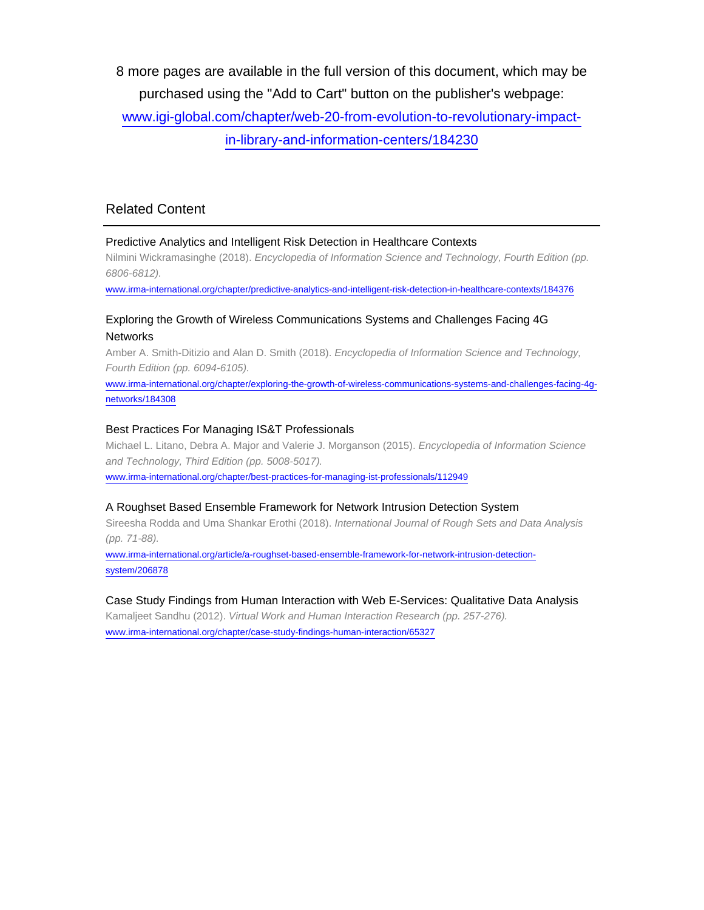8 more pages are available in the full version of this document, which may be purchased using the "Add to Cart" button on the publisher's webpage:
[www.igi-global.com/chapter/web-20-from-evolution-to-revolutionary-impact-in-library-and-information-centers/184230](www.igi-global.com/chapter/web-20-from-evolution-to-revolutionary-impact-in-library-and-information-centers/184230)

## Related Content

Predictive Analytics and Intelligent Risk Detection in Healthcare Contexts
Nilmini Wickramasinghe (2018). *Encyclopedia of Information Science and Technology, Fourth Edition (pp. 6806-6812).*
[www.irma-international.org/chapter/predictive-analytics-and-intelligent-risk-detection-in-healthcare-contexts/184376](www.irma-international.org/chapter/predictive-analytics-and-intelligent-risk-detection-in-healthcare-contexts/184376)

Exploring the Growth of Wireless Communications Systems and Challenges Facing 4G Networks
Amber A. Smith-Ditizio and Alan D. Smith (2018). *Encyclopedia of Information Science and Technology, Fourth Edition (pp. 6094-6105).*
[www.irma-international.org/chapter/exploring-the-growth-of-wireless-communications-systems-and-challenges-facing-4g-networks/184308](www.irma-international.org/chapter/exploring-the-growth-of-wireless-communications-systems-and-challenges-facing-4g-networks/184308)

Best Practices For Managing IS&T Professionals
Michael L. Litano, Debra A. Major and Valerie J. Morganson (2015). *Encyclopedia of Information Science and Technology, Third Edition (pp. 5008-5017).*
[www.irma-international.org/chapter/best-practices-for-managing-ist-professionals/112949](www.irma-international.org/chapter/best-practices-for-managing-ist-professionals/112949)

A Roughset Based Ensemble Framework for Network Intrusion Detection System
Sireesha Rodda and Uma Shankar Erothi (2018). *International Journal of Rough Sets and Data Analysis (pp. 71-88).*
[www.irma-international.org/article/a-roughset-based-ensemble-framework-for-network-intrusion-detection-system/206878](www.irma-international.org/article/a-roughset-based-ensemble-framework-for-network-intrusion-detection-system/206878)

Case Study Findings from Human Interaction with Web E-Services: Qualitative Data Analysis
Kamaljeet Sandhu (2012). *Virtual Work and Human Interaction Research (pp. 257-276).*
[www.irma-international.org/chapter/case-study-findings-human-interaction/65327](www.irma-international.org/chapter/case-study-findings-human-interaction/65327)